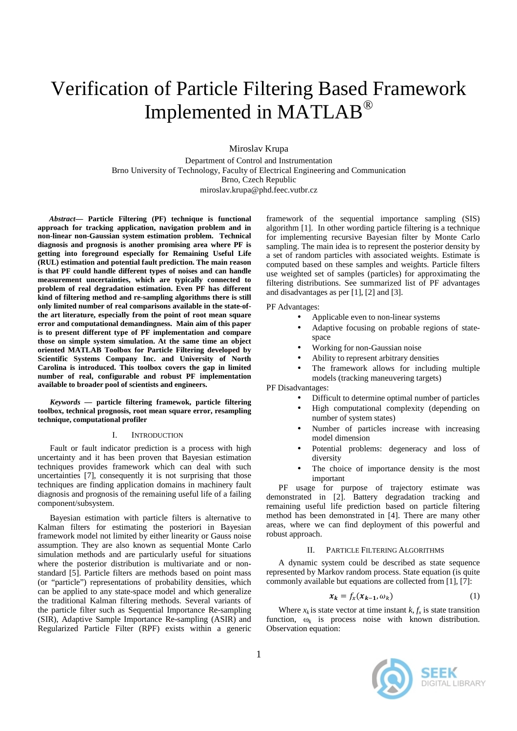# Verification of Particle Filtering Based Framework Implemented in MATLAB®

Miroslav Krupa

Department of Control and Instrumentation
Brno University of Technology, Faculty of Electrical Engineering and Communication
Brno, Czech Republic
miroslav.krupa@phd.feec.vutbr.cz

***Abstract*— Particle Filtering (PF) technique is functional approach for tracking application, navigation problem and in non-linear non-Gaussian system estimation problem. Technical diagnosis and prognosis is another promising area where PF is getting into foreground especially for Remaining Useful Life (RUL) estimation and potential fault prediction. The main reason is that PF could handle different types of noises and can handle measurement uncertainties, which are typically connected to problem of real degradation estimation. Even PF has different kind of filtering method and re-sampling algorithms there is still only limited number of real comparisons available in the state-of-the art literature, especially from the point of root mean square error and computational demandingness. Main aim of this paper is to present different type of PF implementation and compare those on simple system simulation. At the same time an object oriented MATLAB Toolbox for Particle Filtering developed by Scientific Systems Company Inc. and University of North Carolina is introduced. This toolbox covers the gap in limited number of real, configurable and robust PF implementation available to broader pool of scientists and engineers.**

***Keywords* — particle filtering framewok, particle filtering toolbox, technical prognosis, root mean square error, resampling technique, computational profiler**

## I. Introduction

Fault or fault indicator prediction is a process with high uncertainty and it has been proven that Bayesian estimation techniques provides framework which can deal with such uncertainties [7], consequently it is not surprising that those techniques are finding application domains in machinery fault diagnosis and prognosis of the remaining useful life of a failing component/subsystem.

Bayesian estimation with particle filters is alternative to Kalman filters for estimating the posteriori in Bayesian framework model not limited by either linearity or Gauss noise assumption. They are also known as sequential Monte Carlo simulation methods and are particularly useful for situations where the posterior distribution is multivariate and or non-standard [5]. Particle filters are methods based on point mass (or "particle") representations of probability densities, which can be applied to any state-space model and which generalize the traditional Kalman filtering methods. Several variants of the particle filter such as Sequential Importance Re-sampling (SIR), Adaptive Sample Importance Re-sampling (ASIR) and Regularized Particle Filter (RPF) exists within a generic framework of the sequential importance sampling (SIS) algorithm [1]. In other wording particle filtering is a technique for implementing recursive Bayesian filter by Monte Carlo sampling. The main idea is to represent the posterior density by a set of random particles with associated weights. Estimate is computed based on these samples and weights. Particle filters use weighted set of samples (particles) for approximating the filtering distributions. See summarized list of PF advantages and disadvantages as per [1], [2] and [3].

PF Advantages:

- Applicable even to non-linear systems
- Adaptive focusing on probable regions of state-space
- Working for non-Gaussian noise
- Ability to represent arbitrary densities
- The framework allows for including multiple models (tracking maneuvering targets)

PF Disadvantages:

- Difficult to determine optimal number of particles
- High computational complexity (depending on number of system states)
- Number of particles increase with increasing model dimension
- Potential problems: degeneracy and loss of diversity
- The choice of importance density is the most important

PF usage for purpose of trajectory estimate was demonstrated in [2]. Battery degradation tracking and remaining useful life prediction based on particle filtering method has been demonstrated in [4]. There are many other areas, where we can find deployment of this powerful and robust approach.

## II. Particle Filtering Algorithms

A dynamic system could be described as state sequence represented by Markov random process. State equation (is quite commonly available but equations are collected from [1], [7]:

$$\boldsymbol{x_k} = f_x(\boldsymbol{x_{k-1}}, \omega_k) \tag{1}$$

Where $x_k$ is state vector at time instant $k$, $f_x$ is state transition function, $\omega_k$ is process noise with known distribution. Observation equation: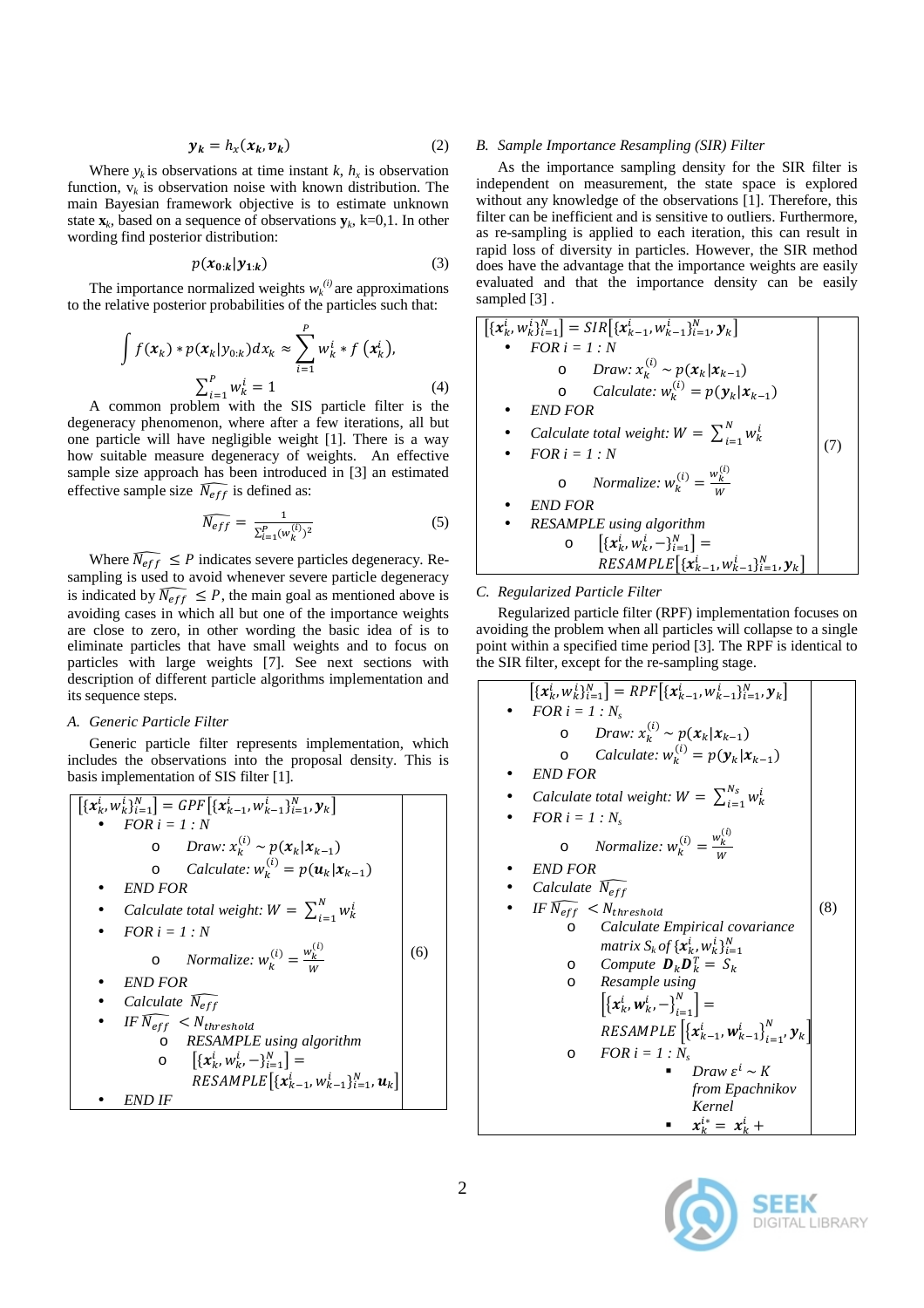$$\boldsymbol{y_k} = h_x(\boldsymbol{x_k}, \boldsymbol{v_k}) \tag{2}$$

Where $y_k$ is observations at time instant $k$, $h_x$ is observation function, $v_k$ is observation noise with known distribution. The main Bayesian framework objective is to estimate unknown state $\mathbf{x}_k$, based on a sequence of observations $\mathbf{y}_k$, k=0,1. In other wording find posterior distribution:

$$p(\boldsymbol{x_{0:k}}|\boldsymbol{y_{1:k}}) \tag{3}$$

The importance normalized weights $w_k^{(i)}$ are approximations to the relative posterior probabilities of the particles such that:

$$\int f(\boldsymbol{x_k}) * p(\boldsymbol{x_k}|y_{0:k})dx_k \approx \sum_{i=1}^{P} w_k^i * f\left(\boldsymbol{x_k^i}\right),$$

$$\sum_{i=1}^{P} w_k^i = 1 \tag{4}$$

A common problem with the SIS particle filter is the degeneracy phenomenon, where after a few iterations, all but one particle will have negligible weight [1]. There is a way how suitable measure degeneracy of weights. An effective sample size approach has been introduced in [3] an estimated effective sample size $\widehat{N_{eff}}$ is defined as:

$$\widehat{N_{eff}} = \frac{1}{\sum_{i=1}^{P}(w_k^{(i)})^2} \tag{5}$$

Where $\widehat{N_{eff}} \leq P$ indicates severe particles degeneracy. Re-sampling is used to avoid whenever severe particle degeneracy is indicated by $\widehat{N_{eff}} \leq P$, the main goal as mentioned above is avoiding cases in which all but one of the importance weights are close to zero, in other wording the basic idea of is to eliminate particles that have small weights and to focus on particles with large weights [7]. See next sections with description of different particle algorithms implementation and its sequence steps.

### A. Generic Particle Filter

Generic particle filter represents implementation, which includes the observations into the proposal density. This is basis implementation of SIS filter [1].

$$\left[\{\boldsymbol{x}_k^i, w_k^i\}_{i=1}^N\right] = GPF\left[\{\boldsymbol{x}_{k-1}^i, w_{k-1}^i\}_{i=1}^N, \boldsymbol{y}_k\right] \tag{6}$$

- *FOR i = 1 : N*
  - *Draw:* $x_k^{(i)} \sim p(\boldsymbol{x}_k|\boldsymbol{x}_{k-1})$
  - *Calculate:* $w_k^{(i)} = p(\boldsymbol{u}_k|\boldsymbol{x}_{k-1})$
- *END FOR*
- *Calculate total weight:* $W = \sum_{i=1}^{N} w_k^i$
- *FOR i = 1 : N*
  - *Normalize:* $w_k^{(i)} = \frac{w_k^{(i)}}{W}$
- *END FOR*
- *Calculate* $\widehat{N_{eff}}$
- *IF* $\widehat{N_{eff}} < N_{threshold}$
  - *RESAMPLE using algorithm*
  - $\left[\{\boldsymbol{x}_k^i, w_k^i, -\}_{i=1}^N\right] = RESAMPLE\left[\{\boldsymbol{x}_{k-1}^i, w_{k-1}^i\}_{i=1}^N, \boldsymbol{u}_k\right]$
- *END IF*

### B. Sample Importance Resampling (SIR) Filter

As the importance sampling density for the SIR filter is independent on measurement, the state space is explored without any knowledge of the observations [1]. Therefore, this filter can be inefficient and is sensitive to outliers. Furthermore, as re-sampling is applied to each iteration, this can result in rapid loss of diversity in particles. However, the SIR method does have the advantage that the importance weights are easily evaluated and that the importance density can be easily sampled [3] .

$$\left[\{\boldsymbol{x}_k^i, w_k^i\}_{i=1}^N\right] = SIR\left[\{\boldsymbol{x}_{k-1}^i, w_{k-1}^i\}_{i=1}^N, \boldsymbol{y}_k\right] \tag{7}$$

- *FOR i = 1 : N*
  - *Draw:* $x_k^{(i)} \sim p(\boldsymbol{x}_k|\boldsymbol{x}_{k-1})$
  - *Calculate:* $w_k^{(i)} = p(\boldsymbol{y}_k|\boldsymbol{x}_{k-1})$
- *END FOR*
- *Calculate total weight:* $W = \sum_{i=1}^{N} w_k^i$
- *FOR i = 1 : N*
  - *Normalize:* $w_k^{(i)} = \frac{w_k^{(i)}}{W}$
- *END FOR*
- *RESAMPLE using algorithm*
  - $\left[\{\boldsymbol{x}_k^i, w_k^i, -\}_{i=1}^N\right] = RESAMPLE\left[\{\boldsymbol{x}_{k-1}^i, w_{k-1}^i\}_{i=1}^N, \boldsymbol{y}_k\right]$

### C. Regularized Particle Filter

Regularized particle filter (RPF) implementation focuses on avoiding the problem when all particles will collapse to a single point within a specified time period [3]. The RPF is identical to the SIR filter, except for the re-sampling stage.

$$\left[\{\boldsymbol{x}_k^i, w_k^i\}_{i=1}^N\right] = RPF\left[\{\boldsymbol{x}_{k-1}^i, w_{k-1}^i\}_{i=1}^N, \boldsymbol{y}_k\right] \tag{8}$$

- *FOR i = 1 :* $N_s$
  - *Draw:* $x_k^{(i)} \sim p(\boldsymbol{x}_k|\boldsymbol{x}_{k-1})$
  - *Calculate:* $w_k^{(i)} = p(\boldsymbol{y}_k|\boldsymbol{x}_{k-1})$
- *END FOR*
- *Calculate total weight:* $W = \sum_{i=1}^{N_s} w_k^i$
- *FOR i = 1 :* $N_s$
  - *Normalize:* $w_k^{(i)} = \frac{w_k^{(i)}}{W}$
- *END FOR*
- *Calculate* $\widehat{N_{eff}}$
- *IF* $\widehat{N_{eff}} < N_{threshold}$
  - *Calculate Empirical covariance matrix* $S_k$ *of* $\{\boldsymbol{x}_k^i, w_k^i\}_{i=1}^N$
  - *Compute* $\boldsymbol{D}_k \boldsymbol{D}_k^T = S_k$
  - *Resample using* $\left[\{\boldsymbol{x}_k^i, \boldsymbol{w}_k^i, -\}_{i=1}^N\right] = RESAMPLE\left[\{\boldsymbol{x}_{k-1}^i, \boldsymbol{w}_{k-1}^i\}_{i=1}^N, \boldsymbol{y}_k\right]$
  - *FOR i = 1 :* $N_s$
    - *Draw* $\varepsilon^i \sim K$ *from Epachnikov Kernel*
    - $\boldsymbol{x}_k^{i*} = \boldsymbol{x}_k^i +$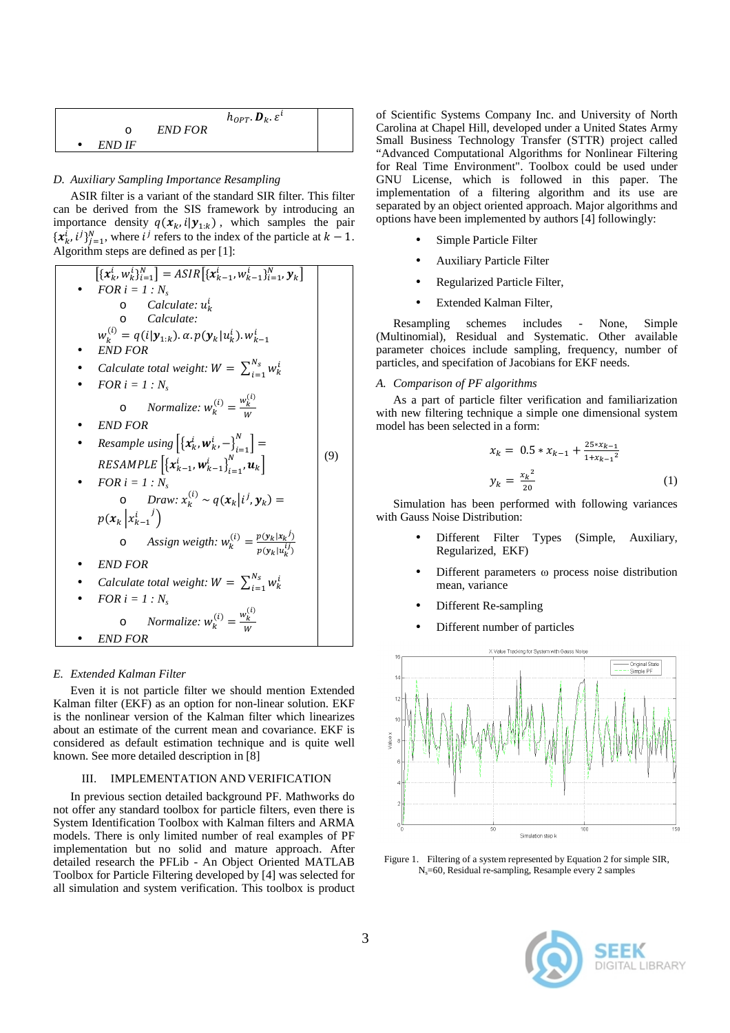| | |
|---|---|
| $h_{OPT}.\boldsymbol{D}_k.\varepsilon^i$<br>o *END FOR*<br>• *END IF* | |

### D. Auxiliary Sampling Importance Resampling

ASIR filter is a variant of the standard SIR filter. This filter can be derived from the SIS framework by introducing an importance density $q(\boldsymbol{x}_k, i|\boldsymbol{y}_{1:k})$, which samples the pair $\{\boldsymbol{x}_k^i, i^j\}_{j=1}^N$, where $i^j$ refers to the index of the particle at $k-1$. Algorithm steps are defined as per [1]:

| | |
|---|---|
| $\left[\{\boldsymbol{x}_k^i, w_k^i\}_{i=1}^N\right] = ASIR\left[\{\boldsymbol{x}_{k-1}^i, w_{k-1}^i\}_{i=1}^N, \boldsymbol{y}_k\right]$<br>• *FOR i = 1 : $N_s$*<br>o *Calculate:* $u_k^i$<br>o *Calculate:*<br>$w_k^{(i)} = q(i\|\boldsymbol{y}_{1:k}).\alpha.p(\boldsymbol{y}_k\|u_k^i).w_{k-1}^i$<br>• *END FOR*<br>• *Calculate total weight:* $W = \sum_{i=1}^{N_s} w_k^i$<br>• *FOR i = 1 : $N_s$*<br>o *Normalize:* $w_k^{(i)} = \frac{w_k^{(i)}}{W}$<br>• *END FOR*<br>• *Resample using* $\left[\{\boldsymbol{x}_k^i, \boldsymbol{w}_k^i, -\}_{i=1}^N\right] = RESAMPLE\left[\{\boldsymbol{x}_{k-1}^i, \boldsymbol{w}_{k-1}^i\}_{i=1}^N, \boldsymbol{u}_k\right]$<br>• *FOR i = 1 : $N_s$*<br>o *Draw:* $x_k^{(i)} \sim q(\boldsymbol{x}_k\|i^j, \boldsymbol{y}_k) = p(\boldsymbol{x}_k\|x_{k-1}^{i\ j})$<br>o *Assign weigth:* $w_k^{(i)} = \frac{p(\boldsymbol{y}_k\|\boldsymbol{x}_k^j)}{p(\boldsymbol{y}_k\|u_k^{ij})}$<br>• *END FOR*<br>• *Calculate total weight:* $W = \sum_{i=1}^{N_s} w_k^i$<br>• *FOR i = 1 : $N_s$*<br>o *Normalize:* $w_k^{(i)} = \frac{w_k^{(i)}}{W}$<br>• *END FOR* | (9) |

### E. Extended Kalman Filter

Even it is not particle filter we should mention Extended Kalman filter (EKF) as an option for non-linear solution. EKF is the nonlinear version of the Kalman filter which linearizes about an estimate of the current mean and covariance. EKF is considered as default estimation technique and is quite well known. See more detailed description in [8]

## III. IMPLEMENTATION AND VERIFICATION

In previous section detailed background PF. Mathworks do not offer any standard toolbox for particle filters, even there is System Identification Toolbox with Kalman filters and ARMA models. There is only limited number of real examples of PF implementation but no solid and mature approach. After detailed research the PFLib - An Object Oriented MATLAB Toolbox for Particle Filtering developed by [4] was selected for all simulation and system verification. This toolbox is product of Scientific Systems Company Inc. and University of North Carolina at Chapel Hill, developed under a United States Army Small Business Technology Transfer (STTR) project called "Advanced Computational Algorithms for Nonlinear Filtering for Real Time Environment". Toolbox could be used under GNU License, which is followed in this paper. The implementation of a filtering algorithm and its use are separated by an object oriented approach. Major algorithms and options have been implemented by authors [4] followingly:

- Simple Particle Filter
- Auxiliary Particle Filter
- Regularized Particle Filter,
- Extended Kalman Filter,

Resampling schemes includes - None, Simple (Multinomial), Residual and Systematic. Other available parameter choices include sampling, frequency, number of particles, and specification of Jacobians for EKF needs.

### A. Comparison of PF algorithms

As a part of particle filter verification and familiarization with new filtering technique a simple one dimensional system model has been selected in a form:

$$x_k = 0.5 * x_{k-1} + \frac{25*x_{k-1}}{1+x_{k-1}{}^2}$$

$$y_k = \frac{x_k{}^2}{20} \tag{1}$$

Simulation has been performed with following variances with Gauss Noise Distribution:

- Different Filter Types (Simple, Auxiliary, Regularized, EKF)
- Different parameters ω process noise distribution mean, variance
- Different Re-sampling
- Different number of particles

Figure 1. Filtering of a system represented by Equation 2 for simple SIR, $N_s$=60, Residual re-sampling, Resample every 2 samples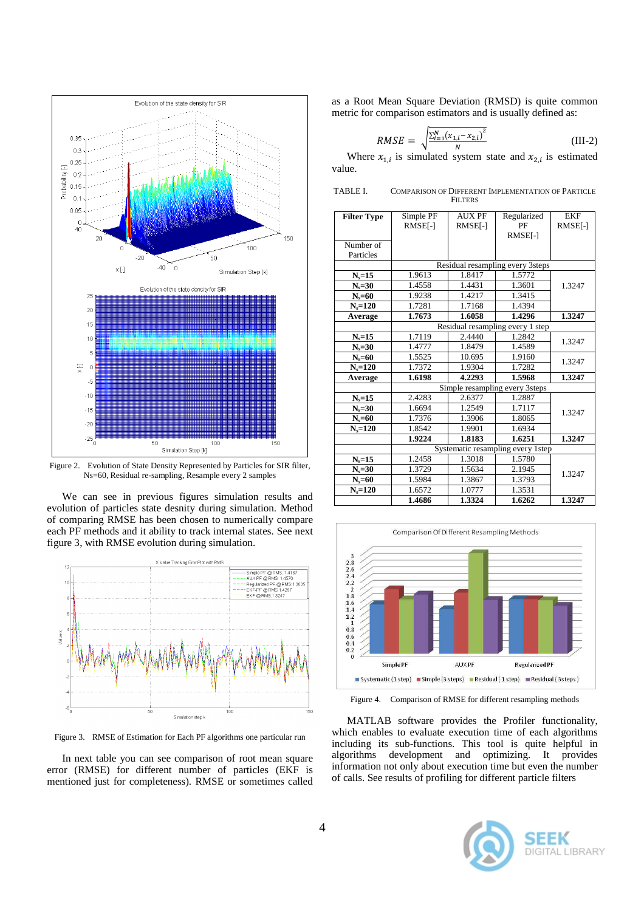Figure 2. Evolution of State Density Represented by Particles for SIR filter, Ns=60, Residual re-sampling, Resample every 2 samples

We can see in previous figures simulation results and evolution of particles state desnity during simulation. Method of comparing RMSE has been chosen to numerically compare each PF methods and it ability to track internal states. See next figure 3, with RMSE evolution during simulation.

Figure 3. RMSE of Estimation for Each PF algorithms one particular run

In next table you can see comparison of root mean square error (RMSE) for different number of particles (EKF is mentioned just for completeness). RMSE or sometimes called as a Root Mean Square Deviation (RMSD) is quite common metric for comparison estimators and is usually defined as:

$$RMSE = \sqrt{\frac{\sum_{i=1}^{N}(x_{1,i} - x_{2,i})^2}{N}} \qquad \text{(III-2)}$$

Where $x_{1,i}$ is simulated system state and $x_{2,i}$ is estimated value.

TABLE I. COMPARISON OF DIFFERENT IMPLEMENTATION OF PARTICLE FILTERS

| **Filter Type** / Number of Particles | Simple PF RMSE[-] | AUX PF RMSE[-] | Regularized PF RMSE[-] | EKF RMSE[-] |
|---|---|---|---|---|
| | Residual resampling every 3steps | | | |
| **$N_s$=15** | 1.9613 | 1.8417 | 1.5772 | 1.3247 |
| **$N_s$=30** | 1.4558 | 1.4431 | 1.3601 | |
| **$N_s$=60** | 1.9238 | 1.4217 | 1.3415 | |
| **$N_s$=120** | 1.7281 | 1.7168 | 1.4394 | |
| **Average** | **1.7673** | **1.6058** | **1.4296** | **1.3247** |
| | Residual resampling every 1 step | | | |
| **$N_s$=15** | 1.7119 | 2.4440 | 1.2842 | 1.3247 |
| **$N_s$=30** | 1.4777 | 1.8479 | 1.4589 | |
| **$N_s$=60** | 1.5525 | 10.695 | 1.9160 | 1.3247 |
| **$N_s$=120** | 1.7372 | 1.9304 | 1.7282 | |
| **Average** | **1.6198** | **4.2293** | **1.5968** | **1.3247** |
| | Simple resampling every 3steps | | | |
| **$N_s$=15** | 2.4283 | 2.6377 | 1.2887 | 1.3247 |
| **$N_s$=30** | 1.6694 | 1.2549 | 1.7117 | |
| **$N_s$=60** | 1.7376 | 1.3906 | 1.8065 | |
| **$N_s$=120** | 1.8542 | 1.9901 | 1.6934 | |
| | **1.9224** | **1.8183** | **1.6251** | **1.3247** |
| | Systematic resampling every 1step | | | |
| **$N_s$=15** | 1.2458 | 1.3018 | 1.5780 | 1.3247 |
| **$N_s$=30** | 1.3729 | 1.5634 | 2.1945 | |
| **$N_s$=60** | 1.5984 | 1.3867 | 1.3793 | |
| **$N_s$=120** | 1.6572 | 1.0777 | 1.3531 | |
| | **1.4686** | **1.3324** | **1.6262** | **1.3247** |

Figure 4. Comparison of RMSE for different resampling methods

MATLAB software provides the Profiler functionality, which enables to evaluate execution time of each algorithms including its sub-functions. This tool is quite helpful in algorithms development and optimizing. It provides information not only about execution time but even the number of calls. See results of profiling for different particle filters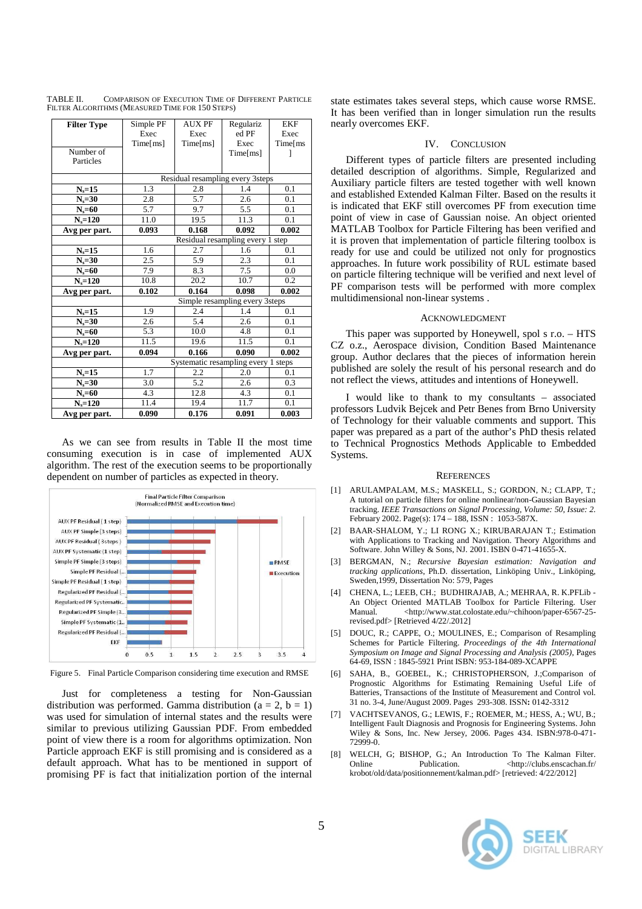TABLE II. COMPARISON OF EXECUTION TIME OF DIFFERENT PARTICLE FILTER ALGORITHMS (MEASURED TIME FOR 150 STEPS)

| **Filter Type** / Number of Particles | Simple PF Exec Time[ms] | AUX PF Exec Time[ms] | Regularized PF Exec Time[ms] | EKF Exec Time[ms] |
|---|---|---|---|---|
| | Residual resampling every 3steps | | | |
| **$N_s$=15** | 1.3 | 2.8 | 1.4 | 0.1 |
| **$N_s$=30** | 2.8 | 5.7 | 2.6 | 0.1 |
| **$N_s$=60** | 5.7 | 9.7 | 5.5 | 0.1 |
| **$N_s$=120** | 11.0 | 19.5 | 11.3 | 0.1 |
| **Avg per part.** | **0.093** | **0.168** | **0.092** | **0.002** |
| | Residual resampling every 1 step | | | |
| **$N_s$=15** | 1.6 | 2.7 | 1.6 | 0.1 |
| **$N_s$=30** | 2.5 | 5.9 | 2.3 | 0.1 |
| **$N_s$=60** | 7.9 | 8.3 | 7.5 | 0.0 |
| **$N_s$=120** | 10.8 | 20.2 | 10.7 | 0.2 |
| **Avg per part.** | **0.102** | **0.164** | **0.098** | **0.002** |
| | Simple resampling every 3steps | | | |
| **$N_s$=15** | 1.9 | 2.4 | 1.4 | 0.1 |
| **$N_s$=30** | 2.6 | 5.4 | 2.6 | 0.1 |
| **$N_s$=60** | 5.3 | 10.0 | 4.8 | 0.1 |
| **$N_s$=120** | 11.5 | 19.6 | 11.5 | 0.1 |
| **Avg per part.** | **0.094** | **0.166** | **0.090** | **0.002** |
| | Systematic resampling every 1 steps | | | |
| **$N_s$=15** | 1.7 | 2.2 | 2.0 | 0.1 |
| **$N_s$=30** | 3.0 | 5.2 | 2.6 | 0.3 |
| **$N_s$=60** | 4.3 | 12.8 | 4.3 | 0.1 |
| **$N_s$=120** | 11.4 | 19.4 | 11.7 | 0.1 |
| **Avg per part.** | **0.090** | **0.176** | **0.091** | **0.003** |

As we can see from results in Table II the most time consuming execution is in case of implemented AUX algorithm. The rest of the execution seems to be proportionally dependent on number of particles as expected in theory.

Final Particle Filter Comparison
(Normalized RMSE and Execution time)

AUX PF Residual (1 step)
AUX PF Simple (3 steps)
AUX PF Residual (3steps)
AUX PF Systematic (1 step)
Simple PF Simple (3 steps)
Simple PF Residual (...
Simple PF Residual (1 step)
Regularized PF Residual (...
Regularized PF Systematic...
Regularized PF Simple (3...
Simple PF Systematic (1...
Regularized PF Residual (...
EKF

RMSE
Execution

0 0.5 1 1.5 2 2.5 3 3.5 4

Figure 5. Final Particle Comparison considering time execution and RMSE

Just for completeness a testing for Non-Gaussian distribution was performed. Gamma distribution (a = 2, b = 1) was used for simulation of internal states and the results were similar to previous utilizing Gaussian PDF. From embedded point of view there is a room for algorithms optimization. Non Particle approach EKF is still promising and is considered as a default approach. What has to be mentioned in support of promising PF is fact that initialization portion of the internal state estimates takes several steps, which cause worse RMSE. It has been verified than in longer simulation run the results nearly overcomes EKF.

## IV. CONCLUSION

Different types of particle filters are presented including detailed description of algorithms. Simple, Regularized and Auxiliary particle filters are tested together with well known and established Extended Kalman Filter. Based on the results it is indicated that EKF still overcomes PF from execution time point of view in case of Gaussian noise. An object oriented MATLAB Toolbox for Particle Filtering has been verified and it is proven that implementation of particle filtering toolbox is ready for use and could be utilized not only for prognostics approaches. In future work possibility of RUL estimate based on particle filtering technique will be verified and next level of PF comparison tests will be performed with more complex multidimensional non-linear systems .

## ACKNOWLEDGMENT

This paper was supported by Honeywell, spol s r.o. – HTS CZ o.z., Aerospace division, Condition Based Maintenance group. Author declares that the pieces of information herein published are solely the result of his personal research and do not reflect the views, attitudes and intentions of Honeywell.

I would like to thank to my consultants – associated professors Ludvik Bejcek and Petr Benes from Brno University of Technology for their valuable comments and support. This paper was prepared as a part of the author's PhD thesis related to Technical Prognostics Methods Applicable to Embedded Systems.

## REFERENCES

[1] ARULAMPALAM, M.S.; MASKELL, S.; GORDON, N.; CLAPP, T.; A tutorial on particle filters for online nonlinear/non-Gaussian Bayesian tracking. *IEEE Transactions on Signal Processing, Volume: 50, Issue: 2.* February 2002. Page(s): 174 – 188, ISSN : 1053-587X.

[2] BAAR-SHALOM, Y.; LI RONG X.; KIRUBARAJAN T.; Estimation with Applications to Tracking and Navigation. Theory Algorithms and Software. John Willey & Sons, NJ. 2001. ISBN 0-471-41655-X.

[3] BERGMAN, N.; *Recursive Bayesian estimation: Navigation and tracking applications*, Ph.D. dissertation, Linköping Univ., Linköping, Sweden,1999, Dissertation No: 579, Pages

[4] CHENA, L.; LEEB, CH.; BUDHIRAJAB, A.; MEHRAA, R. K.PFLib - An Object Oriented MATLAB Toolbox for Particle Filtering. User Manual. <http://www.stat.colostate.edu/~chihoon/paper-6567-25-revised.pdf> [Retrieved 4/22/.2012]

[5] DOUC, R.; CAPPE, O.; MOULINES, E.; Comparison of Resampling Schemes for Particle Filtering. *Proceedings of the 4th International Symposium on Image and Signal Processing and Analysis (2005)*, Pages 64-69, ISSN : 1845-5921 Print ISBN: 953-184-089-XCAPPE

[6] SAHA, B.; GOEBEL, K.; CHRISTOPHERSON, J.;Comparison of Prognostic Algorithms for Estimating Remaining Useful Life of Batteries, Transactions of the Institute of Measurement and Control vol. 31 no. 3-4, June/August 2009. Pages 293-308. ISSN**:** 0142-3312

[7] VACHTSEVANOS, G.; LEWIS, F.; ROEMER, M.; HESS, A.; WU, B.; Intelligent Fault Diagnosis and Prognosis for Engineering Systems. John Wiley & Sons, Inc. New Jersey, 2006. Pages 434. ISBN:978-0-471-72999-0.

[8] WELCH, G; BISHOP, G.; An Introduction To The Kalman Filter. Online Publication. <http://clubs.enscachan.fr/krobot/old/data/positionnement/kalman.pdf> [retrieved: 4/22/2012]